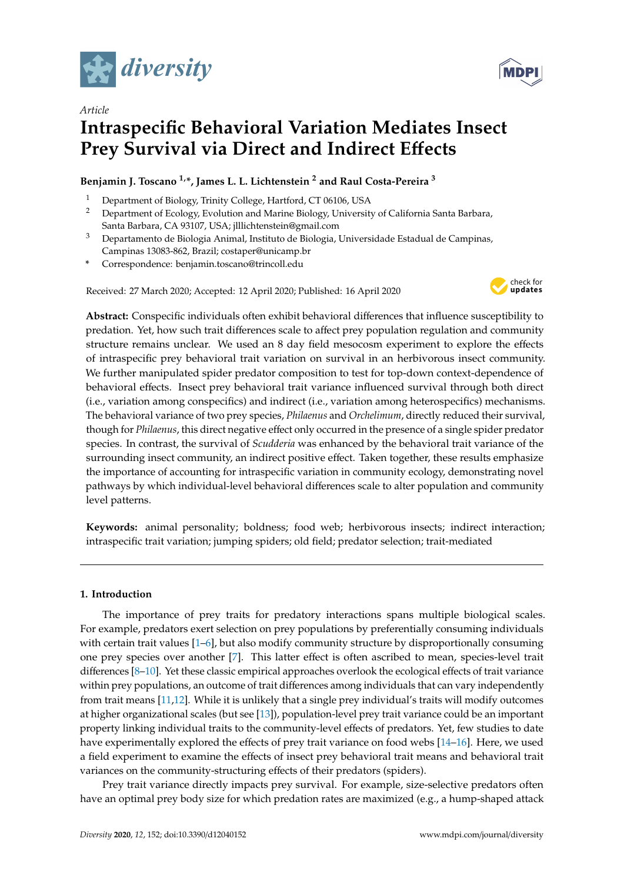*Article*

# Intraspecific Behavioral Variation Mediates Insect Prey Survival via Direct and Indirect Effects

**Benjamin J. Toscano [1,*], James L. L. Lichtenstein [2] and Raul Costa-Pereira [3]**

[1] Department of Biology, Trinity College, Hartford, CT 06106, USA

[2] Department of Ecology, Evolution and Marine Biology, University of California Santa Barbara, Santa Barbara, CA 93107, USA; jlllichtenstein@gmail.com

[3] Departamento de Biologia Animal, Instituto de Biologia, Universidade Estadual de Campinas, Campinas 13083-862, Brazil; costaper@unicamp.br

\* Correspondence: benjamin.toscano@trincoll.edu

Received: 27 March 2020; Accepted: 12 April 2020; Published: 16 April 2020

**Abstract:** Conspecific individuals often exhibit behavioral differences that influence susceptibility to predation. Yet, how such trait differences scale to affect prey population regulation and community structure remains unclear. We used an 8 day field mesocosm experiment to explore the effects of intraspecific prey behavioral trait variation on survival in an herbivorous insect community. We further manipulated spider predator composition to test for top-down context-dependence of behavioral effects. Insect prey behavioral trait variance influenced survival through both direct (i.e., variation among conspecifics) and indirect (i.e., variation among heterospecifics) mechanisms. The behavioral variance of two prey species, *Philaenus* and *Orchelimum*, directly reduced their survival, though for *Philaenus*, this direct negative effect only occurred in the presence of a single spider predator species. In contrast, the survival of *Scudderia* was enhanced by the behavioral trait variance of the surrounding insect community, an indirect positive effect. Taken together, these results emphasize the importance of accounting for intraspecific variation in community ecology, demonstrating novel pathways by which individual-level behavioral differences scale to alter population and community level patterns.

**Keywords:** animal personality; boldness; food web; herbivorous insects; indirect interaction; intraspecific trait variation; jumping spiders; old field; predator selection; trait-mediated

## 1. Introduction

The importance of prey traits for predatory interactions spans multiple biological scales. For example, predators exert selection on prey populations by preferentially consuming individuals with certain trait values [1–6], but also modify community structure by disproportionally consuming one prey species over another [7]. This latter effect is often ascribed to mean, species-level trait differences [8–10]. Yet these classic empirical approaches overlook the ecological effects of trait variance within prey populations, an outcome of trait differences among individuals that can vary independently from trait means [11,12]. While it is unlikely that a single prey individual's traits will modify outcomes at higher organizational scales (but see [13]), population-level prey trait variance could be an important property linking individual traits to the community-level effects of predators. Yet, few studies to date have experimentally explored the effects of prey trait variance on food webs [14–16]. Here, we used a field experiment to examine the effects of insect prey behavioral trait means and behavioral trait variances on the community-structuring effects of their predators (spiders).

Prey trait variance directly impacts prey survival. For example, size-selective predators often have an optimal prey body size for which predation rates are maximized (e.g., a hump-shaped attack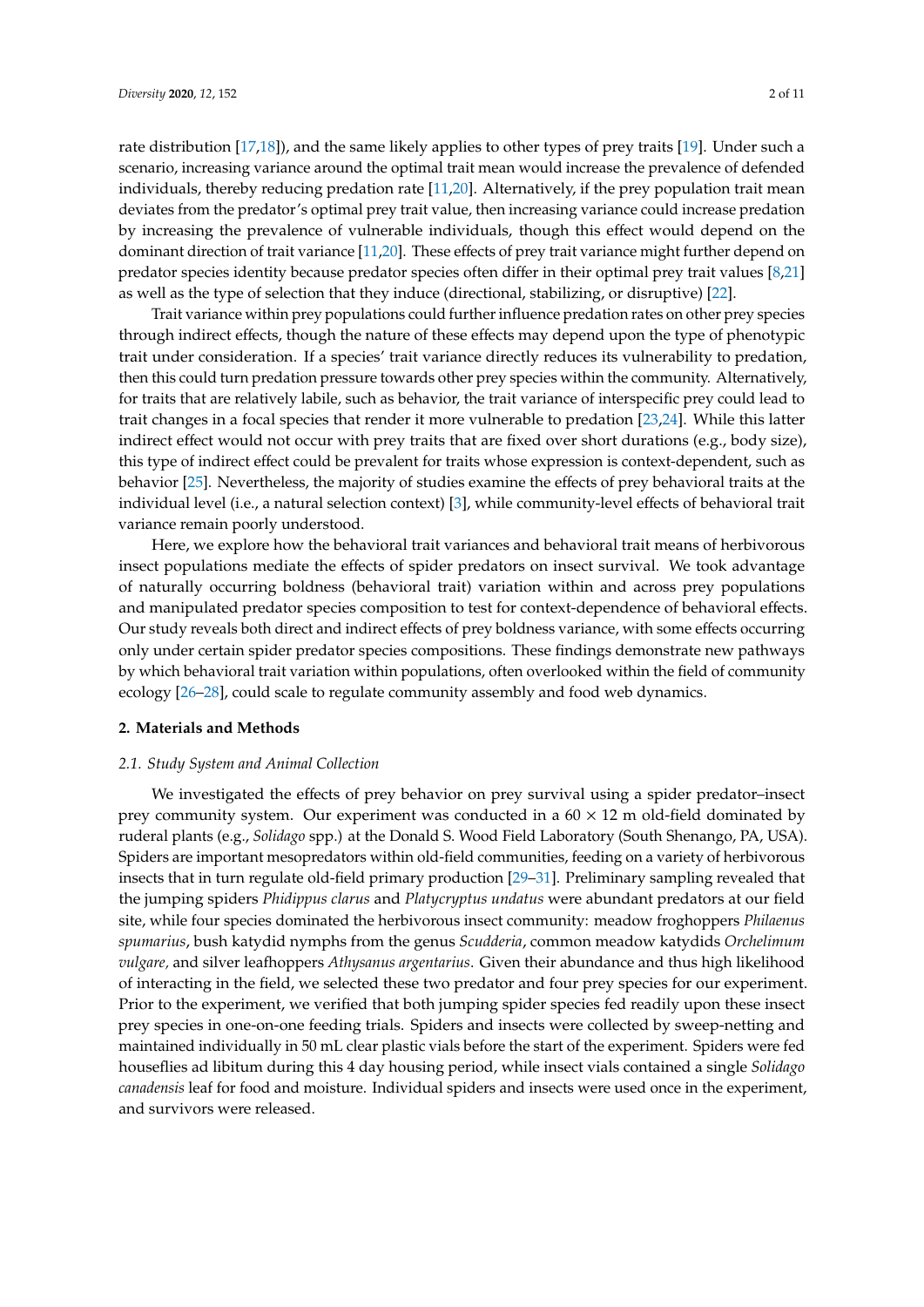rate distribution [17,18]), and the same likely applies to other types of prey traits [19]. Under such a scenario, increasing variance around the optimal trait mean would increase the prevalence of defended individuals, thereby reducing predation rate [11,20]. Alternatively, if the prey population trait mean deviates from the predator's optimal prey trait value, then increasing variance could increase predation by increasing the prevalence of vulnerable individuals, though this effect would depend on the dominant direction of trait variance [11,20]. These effects of prey trait variance might further depend on predator species identity because predator species often differ in their optimal prey trait values [8,21] as well as the type of selection that they induce (directional, stabilizing, or disruptive) [22].

Trait variance within prey populations could further influence predation rates on other prey species through indirect effects, though the nature of these effects may depend upon the type of phenotypic trait under consideration. If a species' trait variance directly reduces its vulnerability to predation, then this could turn predation pressure towards other prey species within the community. Alternatively, for traits that are relatively labile, such as behavior, the trait variance of interspecific prey could lead to trait changes in a focal species that render it more vulnerable to predation [23,24]. While this latter indirect effect would not occur with prey traits that are fixed over short durations (e.g., body size), this type of indirect effect could be prevalent for traits whose expression is context-dependent, such as behavior [25]. Nevertheless, the majority of studies examine the effects of prey behavioral traits at the individual level (i.e., a natural selection context) [3], while community-level effects of behavioral trait variance remain poorly understood.

Here, we explore how the behavioral trait variances and behavioral trait means of herbivorous insect populations mediate the effects of spider predators on insect survival. We took advantage of naturally occurring boldness (behavioral trait) variation within and across prey populations and manipulated predator species composition to test for context-dependence of behavioral effects. Our study reveals both direct and indirect effects of prey boldness variance, with some effects occurring only under certain spider predator species compositions. These findings demonstrate new pathways by which behavioral trait variation within populations, often overlooked within the field of community ecology [26–28], could scale to regulate community assembly and food web dynamics.

## 2. Materials and Methods

### 2.1. Study System and Animal Collection

We investigated the effects of prey behavior on prey survival using a spider predator–insect prey community system. Our experiment was conducted in a 60 × 12 m old-field dominated by ruderal plants (e.g., *Solidago* spp.) at the Donald S. Wood Field Laboratory (South Shenango, PA, USA). Spiders are important mesopredators within old-field communities, feeding on a variety of herbivorous insects that in turn regulate old-field primary production [29–31]. Preliminary sampling revealed that the jumping spiders *Phidippus clarus* and *Platycryptus undatus* were abundant predators at our field site, while four species dominated the herbivorous insect community: meadow froghoppers *Philaenus spumarius*, bush katydid nymphs from the genus *Scudderia*, common meadow katydids *Orchelimum vulgare*, and silver leafhoppers *Athysanus argentarius*. Given their abundance and thus high likelihood of interacting in the field, we selected these two predator and four prey species for our experiment. Prior to the experiment, we verified that both jumping spider species fed readily upon these insect prey species in one-on-one feeding trials. Spiders and insects were collected by sweep-netting and maintained individually in 50 mL clear plastic vials before the start of the experiment. Spiders were fed houseflies ad libitum during this 4 day housing period, while insect vials contained a single *Solidago canadensis* leaf for food and moisture. Individual spiders and insects were used once in the experiment, and survivors were released.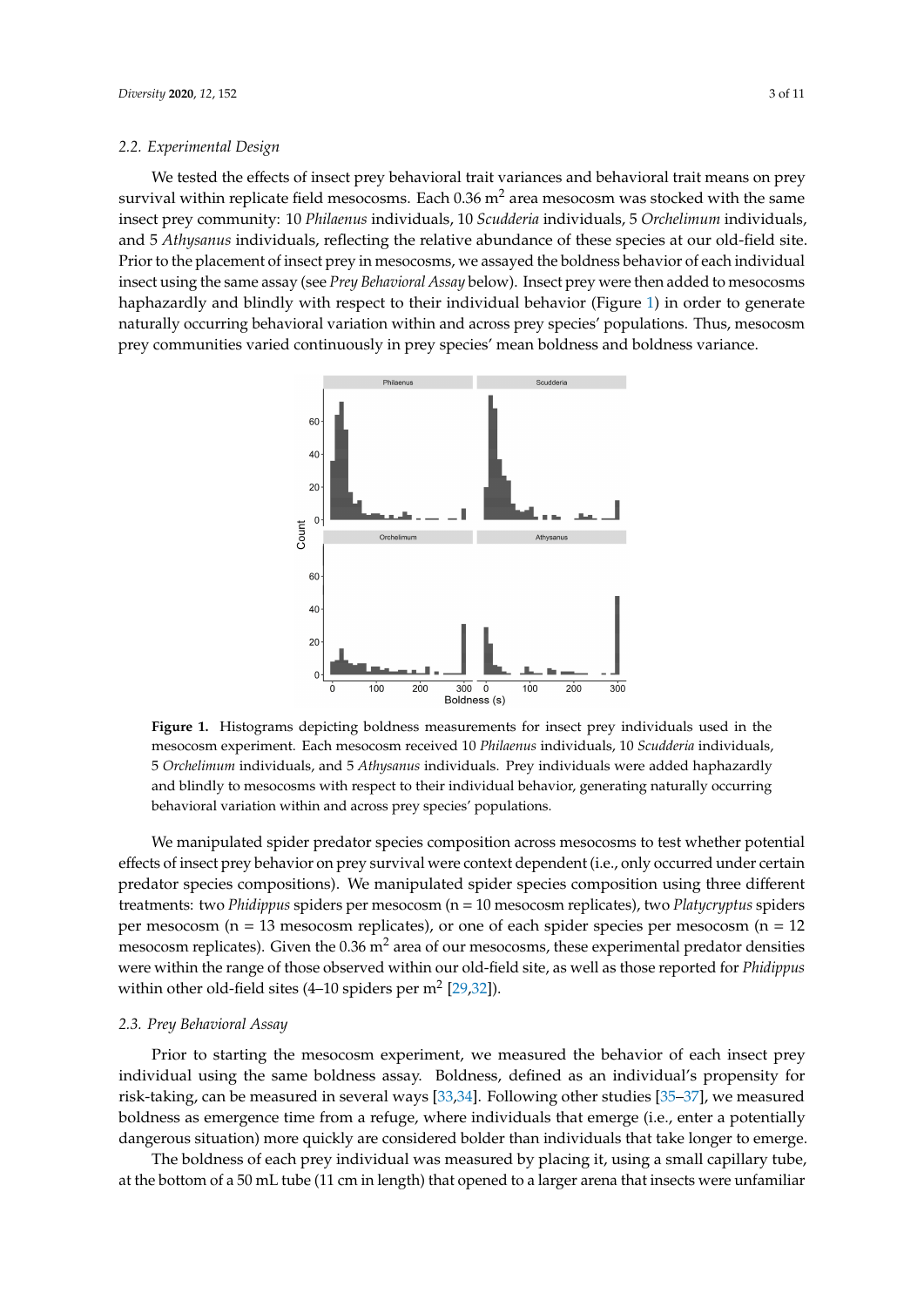### 2.2. Experimental Design

We tested the effects of insect prey behavioral trait variances and behavioral trait means on prey survival within replicate field mesocosms. Each 0.36 m$^2$ area mesocosm was stocked with the same insect prey community: 10 *Philaenus* individuals, 10 *Scudderia* individuals, 5 *Orchelimum* individuals, and 5 *Athysanus* individuals, reflecting the relative abundance of these species at our old-field site. Prior to the placement of insect prey in mesocosms, we assayed the boldness behavior of each individual insect using the same assay (see *Prey Behavioral Assay* below). Insect prey were then added to mesocosms haphazardly and blindly with respect to their individual behavior (Figure 1) in order to generate naturally occurring behavioral variation within and across prey species' populations. Thus, mesocosm prey communities varied continuously in prey species' mean boldness and boldness variance.

**Figure 1.** Histograms depicting boldness measurements for insect prey individuals used in the mesocosm experiment. Each mesocosm received 10 *Philaenus* individuals, 10 *Scudderia* individuals, 5 *Orchelimum* individuals, and 5 *Athysanus* individuals. Prey individuals were added haphazardly and blindly to mesocosms with respect to their individual behavior, generating naturally occurring behavioral variation within and across prey species' populations.

We manipulated spider predator species composition across mesocosms to test whether potential effects of insect prey behavior on prey survival were context dependent (i.e., only occurred under certain predator species compositions). We manipulated spider species composition using three different treatments: two *Phidippus* spiders per mesocosm (n = 10 mesocosm replicates), two *Platycryptus* spiders per mesocosm (n = 13 mesocosm replicates), or one of each spider species per mesocosm (n = 12 mesocosm replicates). Given the 0.36 m$^2$ area of our mesocosms, these experimental predator densities were within the range of those observed within our old-field site, as well as those reported for *Phidippus* within other old-field sites (4–10 spiders per m$^2$ [29,32]).

### 2.3. Prey Behavioral Assay

Prior to starting the mesocosm experiment, we measured the behavior of each insect prey individual using the same boldness assay. Boldness, defined as an individual's propensity for risk-taking, can be measured in several ways [33,34]. Following other studies [35–37], we measured boldness as emergence time from a refuge, where individuals that emerge (i.e., enter a potentially dangerous situation) more quickly are considered bolder than individuals that take longer to emerge.

The boldness of each prey individual was measured by placing it, using a small capillary tube, at the bottom of a 50 mL tube (11 cm in length) that opened to a larger arena that insects were unfamiliar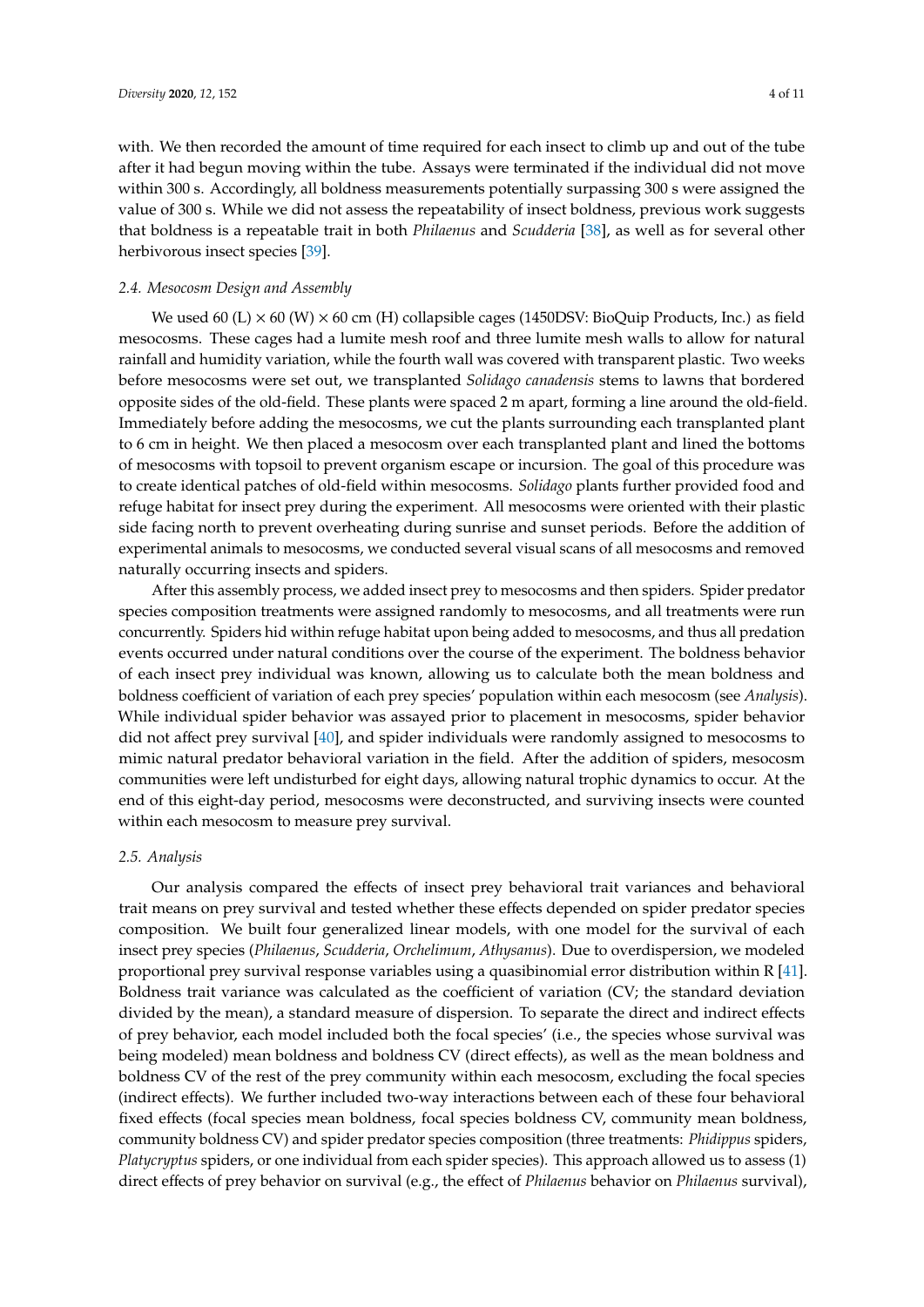with. We then recorded the amount of time required for each insect to climb up and out of the tube after it had begun moving within the tube. Assays were terminated if the individual did not move within 300 s. Accordingly, all boldness measurements potentially surpassing 300 s were assigned the value of 300 s. While we did not assess the repeatability of insect boldness, previous work suggests that boldness is a repeatable trait in both *Philaenus* and *Scudderia* [38], as well as for several other herbivorous insect species [39].

### 2.4. Mesocosm Design and Assembly

We used 60 (L) × 60 (W) × 60 cm (H) collapsible cages (1450DSV: BioQuip Products, Inc.) as field mesocosms. These cages had a lumite mesh roof and three lumite mesh walls to allow for natural rainfall and humidity variation, while the fourth wall was covered with transparent plastic. Two weeks before mesocosms were set out, we transplanted *Solidago canadensis* stems to lawns that bordered opposite sides of the old-field. These plants were spaced 2 m apart, forming a line around the old-field. Immediately before adding the mesocosms, we cut the plants surrounding each transplanted plant to 6 cm in height. We then placed a mesocosm over each transplanted plant and lined the bottoms of mesocosms with topsoil to prevent organism escape or incursion. The goal of this procedure was to create identical patches of old-field within mesocosms. *Solidago* plants further provided food and refuge habitat for insect prey during the experiment. All mesocosms were oriented with their plastic side facing north to prevent overheating during sunrise and sunset periods. Before the addition of experimental animals to mesocosms, we conducted several visual scans of all mesocosms and removed naturally occurring insects and spiders.

After this assembly process, we added insect prey to mesocosms and then spiders. Spider predator species composition treatments were assigned randomly to mesocosms, and all treatments were run concurrently. Spiders hid within refuge habitat upon being added to mesocosms, and thus all predation events occurred under natural conditions over the course of the experiment. The boldness behavior of each insect prey individual was known, allowing us to calculate both the mean boldness and boldness coefficient of variation of each prey species' population within each mesocosm (see *Analysis*). While individual spider behavior was assayed prior to placement in mesocosms, spider behavior did not affect prey survival [40], and spider individuals were randomly assigned to mesocosms to mimic natural predator behavioral variation in the field. After the addition of spiders, mesocosm communities were left undisturbed for eight days, allowing natural trophic dynamics to occur. At the end of this eight-day period, mesocosms were deconstructed, and surviving insects were counted within each mesocosm to measure prey survival.

### 2.5. Analysis

Our analysis compared the effects of insect prey behavioral trait variances and behavioral trait means on prey survival and tested whether these effects depended on spider predator species composition. We built four generalized linear models, with one model for the survival of each insect prey species (*Philaenus*, *Scudderia*, *Orchelimum*, *Athysanus*). Due to overdispersion, we modeled proportional prey survival response variables using a quasibinomial error distribution within R [41]. Boldness trait variance was calculated as the coefficient of variation (CV; the standard deviation divided by the mean), a standard measure of dispersion. To separate the direct and indirect effects of prey behavior, each model included both the focal species' (i.e., the species whose survival was being modeled) mean boldness and boldness CV (direct effects), as well as the mean boldness and boldness CV of the rest of the prey community within each mesocosm, excluding the focal species (indirect effects). We further included two-way interactions between each of these four behavioral fixed effects (focal species mean boldness, focal species boldness CV, community mean boldness, community boldness CV) and spider predator species composition (three treatments: *Phidippus* spiders, *Platycryptus* spiders, or one individual from each spider species). This approach allowed us to assess (1) direct effects of prey behavior on survival (e.g., the effect of *Philaenus* behavior on *Philaenus* survival),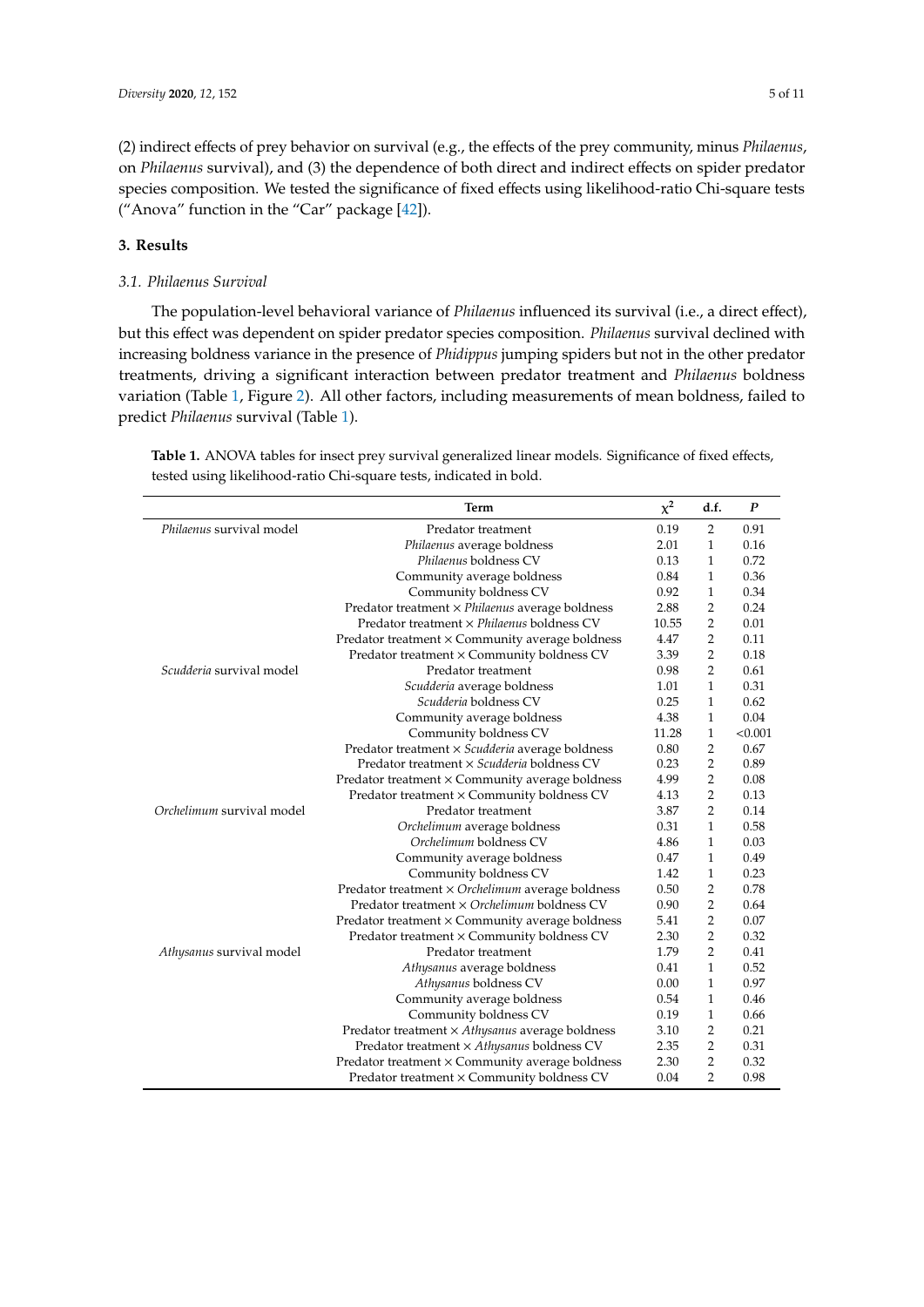(2) indirect effects of prey behavior on survival (e.g., the effects of the prey community, minus *Philaenus*, on *Philaenus* survival), and (3) the dependence of both direct and indirect effects on spider predator species composition. We tested the significance of fixed effects using likelihood-ratio Chi-square tests ("Anova" function in the "Car" package [42]).

## 3. Results

### 3.1. *Philaenus Survival*

The population-level behavioral variance of *Philaenus* influenced its survival (i.e., a direct effect), but this effect was dependent on spider predator species composition. *Philaenus* survival declined with increasing boldness variance in the presence of *Phidippus* jumping spiders but not in the other predator treatments, driving a significant interaction between predator treatment and *Philaenus* boldness variation (Table 1, Figure 2). All other factors, including measurements of mean boldness, failed to predict *Philaenus* survival (Table 1).

**Table 1.** ANOVA tables for insect prey survival generalized linear models. Significance of fixed effects, tested using likelihood-ratio Chi-square tests, indicated in bold.

| | Term | $\chi^2$ | d.f. | *P* |
|---|---|---|---|---|
| *Philaenus* survival model | Predator treatment | 0.19 | 2 | 0.91 |
| | *Philaenus* average boldness | 2.01 | 1 | 0.16 |
| | *Philaenus* boldness CV | 0.13 | 1 | 0.72 |
| | Community average boldness | 0.84 | 1 | 0.36 |
| | Community boldness CV | 0.92 | 1 | 0.34 |
| | Predator treatment × *Philaenus* average boldness | 2.88 | 2 | 0.24 |
| | Predator treatment × *Philaenus* boldness CV | 10.55 | 2 | 0.01 |
| | Predator treatment × Community average boldness | 4.47 | 2 | 0.11 |
| | Predator treatment × Community boldness CV | 3.39 | 2 | 0.18 |
| *Scudderia* survival model | Predator treatment | 0.98 | 2 | 0.61 |
| | *Scudderia* average boldness | 1.01 | 1 | 0.31 |
| | *Scudderia* boldness CV | 0.25 | 1 | 0.62 |
| | Community average boldness | 4.38 | 1 | 0.04 |
| | Community boldness CV | 11.28 | 1 | <0.001 |
| | Predator treatment × *Scudderia* average boldness | 0.80 | 2 | 0.67 |
| | Predator treatment × *Scudderia* boldness CV | 0.23 | 2 | 0.89 |
| | Predator treatment × Community average boldness | 4.99 | 2 | 0.08 |
| | Predator treatment × Community boldness CV | 4.13 | 2 | 0.13 |
| *Orchelimum* survival model | Predator treatment | 3.87 | 2 | 0.14 |
| | *Orchelimum* average boldness | 0.31 | 1 | 0.58 |
| | *Orchelimum* boldness CV | 4.86 | 1 | 0.03 |
| | Community average boldness | 0.47 | 1 | 0.49 |
| | Community boldness CV | 1.42 | 1 | 0.23 |
| | Predator treatment × *Orchelimum* average boldness | 0.50 | 2 | 0.78 |
| | Predator treatment × *Orchelimum* boldness CV | 0.90 | 2 | 0.64 |
| | Predator treatment × Community average boldness | 5.41 | 2 | 0.07 |
| | Predator treatment × Community boldness CV | 2.30 | 2 | 0.32 |
| *Athysanus* survival model | Predator treatment | 1.79 | 2 | 0.41 |
| | *Athysanus* average boldness | 0.41 | 1 | 0.52 |
| | *Athysanus* boldness CV | 0.00 | 1 | 0.97 |
| | Community average boldness | 0.54 | 1 | 0.46 |
| | Community boldness CV | 0.19 | 1 | 0.66 |
| | Predator treatment × *Athysanus* average boldness | 3.10 | 2 | 0.21 |
| | Predator treatment × *Athysanus* boldness CV | 2.35 | 2 | 0.31 |
| | Predator treatment × Community average boldness | 2.30 | 2 | 0.32 |
| | Predator treatment × Community boldness CV | 0.04 | 2 | 0.98 |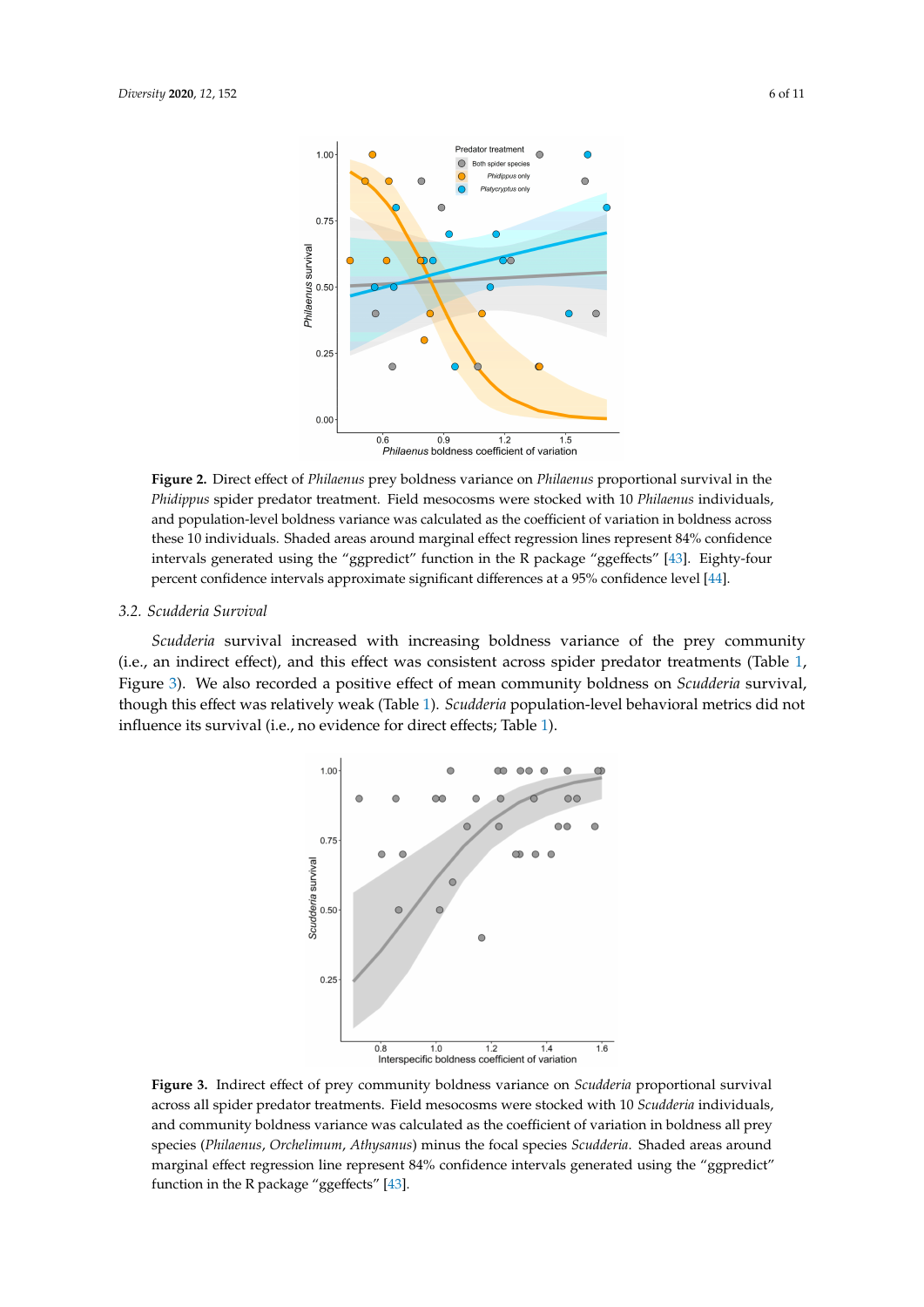**Figure 2.** Direct effect of *Philaenus* prey boldness variance on *Philaenus* proportional survival in the *Phidippus* spider predator treatment. Field mesocosms were stocked with 10 *Philaenus* individuals, and population-level boldness variance was calculated as the coefficient of variation in boldness across these 10 individuals. Shaded areas around marginal effect regression lines represent 84% confidence intervals generated using the "ggpredict" function in the R package "ggeffects" [43]. Eighty-four percent confidence intervals approximate significant differences at a 95% confidence level [44].

### 3.2. *Scudderia* Survival

*Scudderia* survival increased with increasing boldness variance of the prey community (i.e., an indirect effect), and this effect was consistent across spider predator treatments (Table 1, Figure 3). We also recorded a positive effect of mean community boldness on *Scudderia* survival, though this effect was relatively weak (Table 1). *Scudderia* population-level behavioral metrics did not influence its survival (i.e., no evidence for direct effects; Table 1).

**Figure 3.** Indirect effect of prey community boldness variance on *Scudderia* proportional survival across all spider predator treatments. Field mesocosms were stocked with 10 *Scudderia* individuals, and community boldness variance was calculated as the coefficient of variation in boldness all prey species (*Philaenus*, *Orchelimum*, *Athysanus*) minus the focal species *Scudderia*. Shaded areas around marginal effect regression line represent 84% confidence intervals generated using the "ggpredict" function in the R package "ggeffects" [43].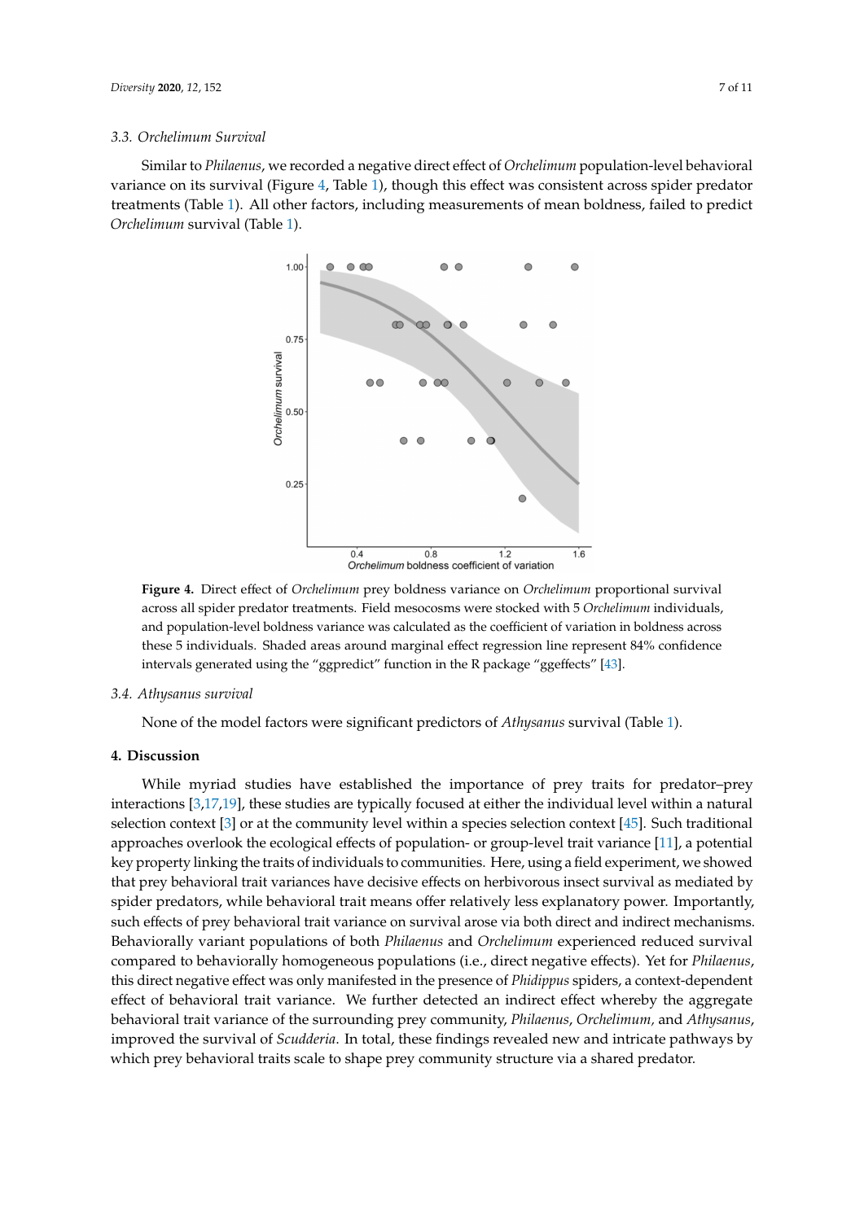### 3.3. *Orchelimum* Survival

Similar to *Philaenus*, we recorded a negative direct effect of *Orchelimum* population-level behavioral variance on its survival (Figure 4, Table 1), though this effect was consistent across spider predator treatments (Table 1). All other factors, including measurements of mean boldness, failed to predict *Orchelimum* survival (Table 1).

**Figure 4.** Direct effect of *Orchelimum* prey boldness variance on *Orchelimum* proportional survival across all spider predator treatments. Field mesocosms were stocked with 5 *Orchelimum* individuals, and population-level boldness variance was calculated as the coefficient of variation in boldness across these 5 individuals. Shaded areas around marginal effect regression line represent 84% confidence intervals generated using the "ggpredict" function in the R package "ggeffects" [43].

### 3.4. *Athysanus* survival

None of the model factors were significant predictors of *Athysanus* survival (Table 1).

## 4. Discussion

While myriad studies have established the importance of prey traits for predator–prey interactions [3,17,19], these studies are typically focused at either the individual level within a natural selection context [3] or at the community level within a species selection context [45]. Such traditional approaches overlook the ecological effects of population- or group-level trait variance [11], a potential key property linking the traits of individuals to communities. Here, using a field experiment, we showed that prey behavioral trait variances have decisive effects on herbivorous insect survival as mediated by spider predators, while behavioral trait means offer relatively less explanatory power. Importantly, such effects of prey behavioral trait variance on survival arose via both direct and indirect mechanisms. Behaviorally variant populations of both *Philaenus* and *Orchelimum* experienced reduced survival compared to behaviorally homogeneous populations (i.e., direct negative effects). Yet for *Philaenus*, this direct negative effect was only manifested in the presence of *Phidippus* spiders, a context-dependent effect of behavioral trait variance. We further detected an indirect effect whereby the aggregate behavioral trait variance of the surrounding prey community, *Philaenus*, *Orchelimum,* and *Athysanus*, improved the survival of *Scudderia*. In total, these findings revealed new and intricate pathways by which prey behavioral traits scale to shape prey community structure via a shared predator.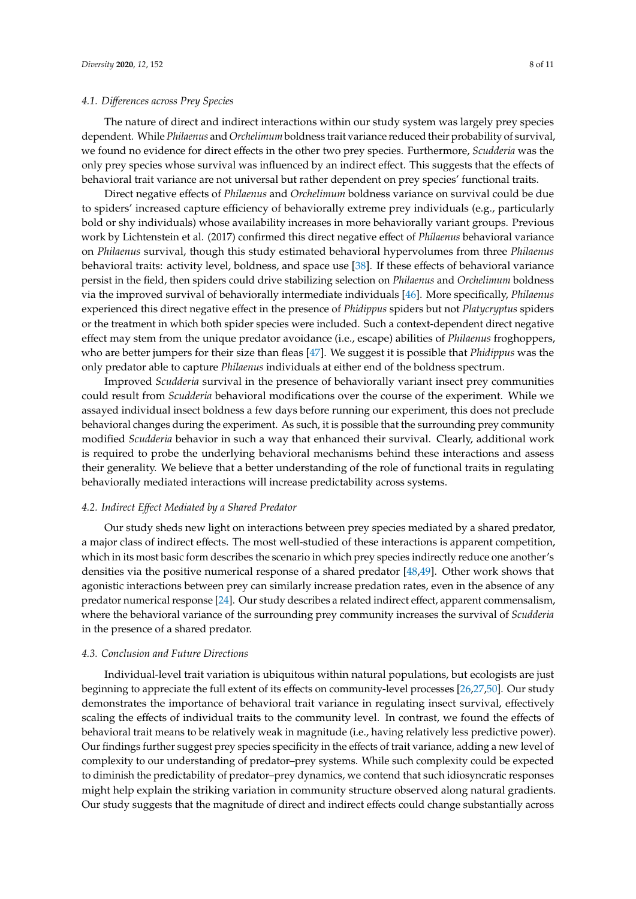### 4.1. Differences across Prey Species

The nature of direct and indirect interactions within our study system was largely prey species dependent. While *Philaenus* and *Orchelimum* boldness trait variance reduced their probability of survival, we found no evidence for direct effects in the other two prey species. Furthermore, *Scudderia* was the only prey species whose survival was influenced by an indirect effect. This suggests that the effects of behavioral trait variance are not universal but rather dependent on prey species' functional traits.

Direct negative effects of *Philaenus* and *Orchelimum* boldness variance on survival could be due to spiders' increased capture efficiency of behaviorally extreme prey individuals (e.g., particularly bold or shy individuals) whose availability increases in more behaviorally variant groups. Previous work by Lichtenstein et al. (2017) confirmed this direct negative effect of *Philaenus* behavioral variance on *Philaenus* survival, though this study estimated behavioral hypervolumes from three *Philaenus* behavioral traits: activity level, boldness, and space use [38]. If these effects of behavioral variance persist in the field, then spiders could drive stabilizing selection on *Philaenus* and *Orchelimum* boldness via the improved survival of behaviorally intermediate individuals [46]. More specifically, *Philaenus* experienced this direct negative effect in the presence of *Phidippus* spiders but not *Platycryptus* spiders or the treatment in which both spider species were included. Such a context-dependent direct negative effect may stem from the unique predator avoidance (i.e., escape) abilities of *Philaenus* froghoppers, who are better jumpers for their size than fleas [47]. We suggest it is possible that *Phidippus* was the only predator able to capture *Philaenus* individuals at either end of the boldness spectrum.

Improved *Scudderia* survival in the presence of behaviorally variant insect prey communities could result from *Scudderia* behavioral modifications over the course of the experiment. While we assayed individual insect boldness a few days before running our experiment, this does not preclude behavioral changes during the experiment. As such, it is possible that the surrounding prey community modified *Scudderia* behavior in such a way that enhanced their survival. Clearly, additional work is required to probe the underlying behavioral mechanisms behind these interactions and assess their generality. We believe that a better understanding of the role of functional traits in regulating behaviorally mediated interactions will increase predictability across systems.

### 4.2. Indirect Effect Mediated by a Shared Predator

Our study sheds new light on interactions between prey species mediated by a shared predator, a major class of indirect effects. The most well-studied of these interactions is apparent competition, which in its most basic form describes the scenario in which prey species indirectly reduce one another's densities via the positive numerical response of a shared predator [48,49]. Other work shows that agonistic interactions between prey can similarly increase predation rates, even in the absence of any predator numerical response [24]. Our study describes a related indirect effect, apparent commensalism, where the behavioral variance of the surrounding prey community increases the survival of *Scudderia* in the presence of a shared predator.

### 4.3. Conclusion and Future Directions

Individual-level trait variation is ubiquitous within natural populations, but ecologists are just beginning to appreciate the full extent of its effects on community-level processes [26,27,50]. Our study demonstrates the importance of behavioral trait variance in regulating insect survival, effectively scaling the effects of individual traits to the community level. In contrast, we found the effects of behavioral trait means to be relatively weak in magnitude (i.e., having relatively less predictive power). Our findings further suggest prey species specificity in the effects of trait variance, adding a new level of complexity to our understanding of predator–prey systems. While such complexity could be expected to diminish the predictability of predator–prey dynamics, we contend that such idiosyncratic responses might help explain the striking variation in community structure observed along natural gradients. Our study suggests that the magnitude of direct and indirect effects could change substantially across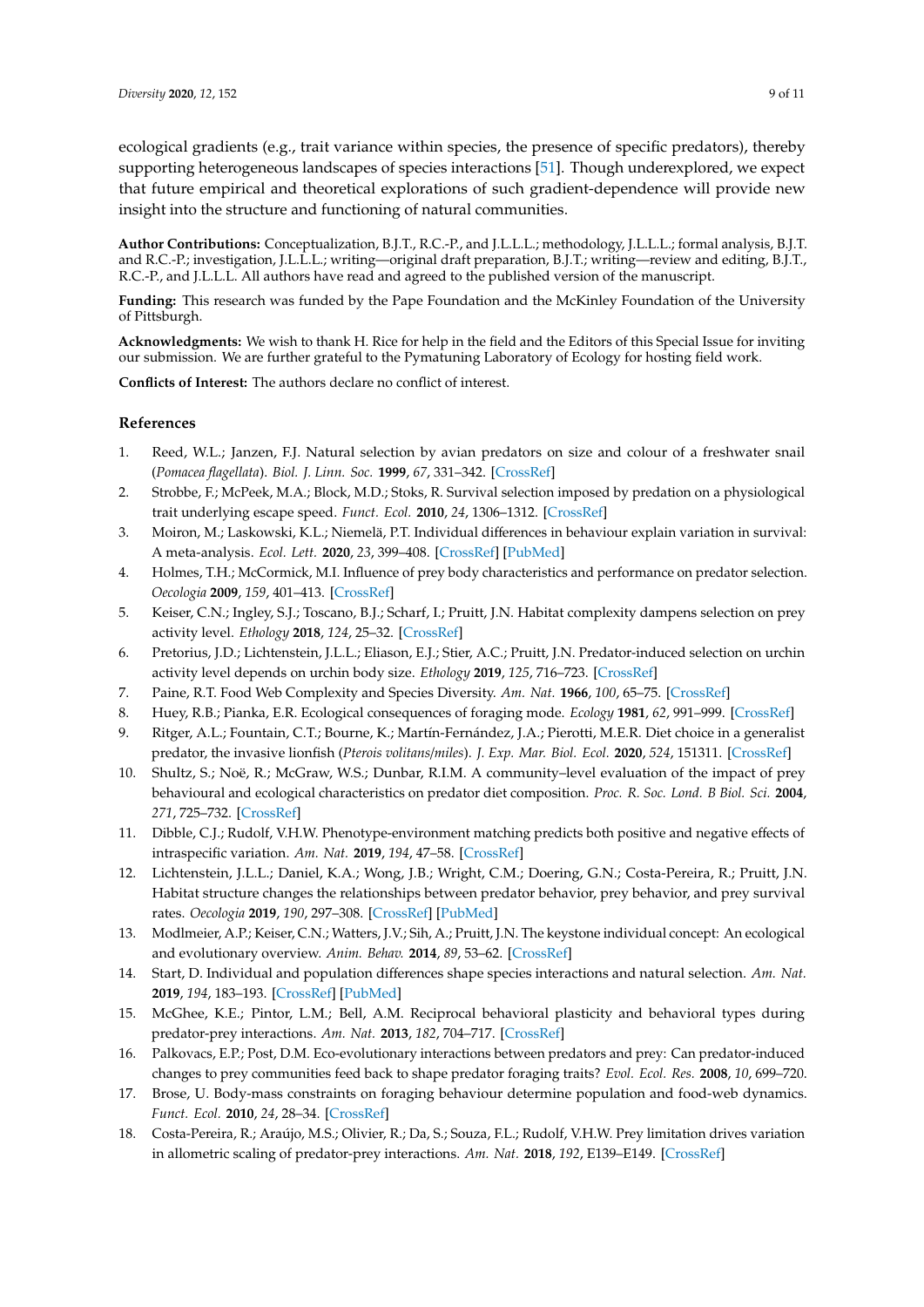ecological gradients (e.g., trait variance within species, the presence of specific predators), thereby supporting heterogeneous landscapes of species interactions [51]. Though underexplored, we expect that future empirical and theoretical explorations of such gradient-dependence will provide new insight into the structure and functioning of natural communities.

**Author Contributions:** Conceptualization, B.J.T., R.C.-P., and J.L.L.L.; methodology, J.L.L.L.; formal analysis, B.J.T. and R.C.-P.; investigation, J.L.L.L.; writing—original draft preparation, B.J.T.; writing—review and editing, B.J.T., R.C.-P., and J.L.L.L. All authors have read and agreed to the published version of the manuscript.

**Funding:** This research was funded by the Pape Foundation and the McKinley Foundation of the University of Pittsburgh.

**Acknowledgments:** We wish to thank H. Rice for help in the field and the Editors of this Special Issue for inviting our submission. We are further grateful to the Pymatuning Laboratory of Ecology for hosting field work.

**Conflicts of Interest:** The authors declare no conflict of interest.

## References

1. Reed, W.L.; Janzen, F.J. Natural selection by avian predators on size and colour of a freshwater snail (*Pomacea flagellata*). *Biol. J. Linn. Soc.* **1999**, *67*, 331–342. [CrossRef]
2. Strobbe, F.; McPeek, M.A.; Block, M.D.; Stoks, R. Survival selection imposed by predation on a physiological trait underlying escape speed. *Funct. Ecol.* **2010**, *24*, 1306–1312. [CrossRef]
3. Moiron, M.; Laskowski, K.L.; Niemelä, P.T. Individual differences in behaviour explain variation in survival: A meta-analysis. *Ecol. Lett.* **2020**, *23*, 399–408. [CrossRef] [PubMed]
4. Holmes, T.H.; McCormick, M.I. Influence of prey body characteristics and performance on predator selection. *Oecologia* **2009**, *159*, 401–413. [CrossRef]
5. Keiser, C.N.; Ingley, S.J.; Toscano, B.J.; Scharf, I.; Pruitt, J.N. Habitat complexity dampens selection on prey activity level. *Ethology* **2018**, *124*, 25–32. [CrossRef]
6. Pretorius, J.D.; Lichtenstein, J.L.L.; Eliason, E.J.; Stier, A.C.; Pruitt, J.N. Predator-induced selection on urchin activity level depends on urchin body size. *Ethology* **2019**, *125*, 716–723. [CrossRef]
7. Paine, R.T. Food Web Complexity and Species Diversity. *Am. Nat.* **1966**, *100*, 65–75. [CrossRef]
8. Huey, R.B.; Pianka, E.R. Ecological consequences of foraging mode. *Ecology* **1981**, *62*, 991–999. [CrossRef]
9. Ritger, A.L.; Fountain, C.T.; Bourne, K.; Martín-Fernández, J.A.; Pierotti, M.E.R. Diet choice in a generalist predator, the invasive lionfish (*Pterois volitans/miles*). *J. Exp. Mar. Biol. Ecol.* **2020**, *524*, 151311. [CrossRef]
10. Shultz, S.; Noë, R.; McGraw, W.S.; Dunbar, R.I.M. A community–level evaluation of the impact of prey behavioural and ecological characteristics on predator diet composition. *Proc. R. Soc. Lond. B Biol. Sci.* **2004**, *271*, 725–732. [CrossRef]
11. Dibble, C.J.; Rudolf, V.H.W. Phenotype-environment matching predicts both positive and negative effects of intraspecific variation. *Am. Nat.* **2019**, *194*, 47–58. [CrossRef]
12. Lichtenstein, J.L.L.; Daniel, K.A.; Wong, J.B.; Wright, C.M.; Doering, G.N.; Costa-Pereira, R.; Pruitt, J.N. Habitat structure changes the relationships between predator behavior, prey behavior, and prey survival rates. *Oecologia* **2019**, *190*, 297–308. [CrossRef] [PubMed]
13. Modlmeier, A.P.; Keiser, C.N.; Watters, J.V.; Sih, A.; Pruitt, J.N. The keystone individual concept: An ecological and evolutionary overview. *Anim. Behav.* **2014**, *89*, 53–62. [CrossRef]
14. Start, D. Individual and population differences shape species interactions and natural selection. *Am. Nat.* **2019**, *194*, 183–193. [CrossRef] [PubMed]
15. McGhee, K.E.; Pintor, L.M.; Bell, A.M. Reciprocal behavioral plasticity and behavioral types during predator-prey interactions. *Am. Nat.* **2013**, *182*, 704–717. [CrossRef]
16. Palkovacs, E.P.; Post, D.M. Eco-evolutionary interactions between predators and prey: Can predator-induced changes to prey communities feed back to shape predator foraging traits? *Evol. Ecol. Res.* **2008**, *10*, 699–720.
17. Brose, U. Body-mass constraints on foraging behaviour determine population and food-web dynamics. *Funct. Ecol.* **2010**, *24*, 28–34. [CrossRef]
18. Costa-Pereira, R.; Araújo, M.S.; Olivier, R.; Da, S.; Souza, F.L.; Rudolf, V.H.W. Prey limitation drives variation in allometric scaling of predator-prey interactions. *Am. Nat.* **2018**, *192*, E139–E149. [CrossRef]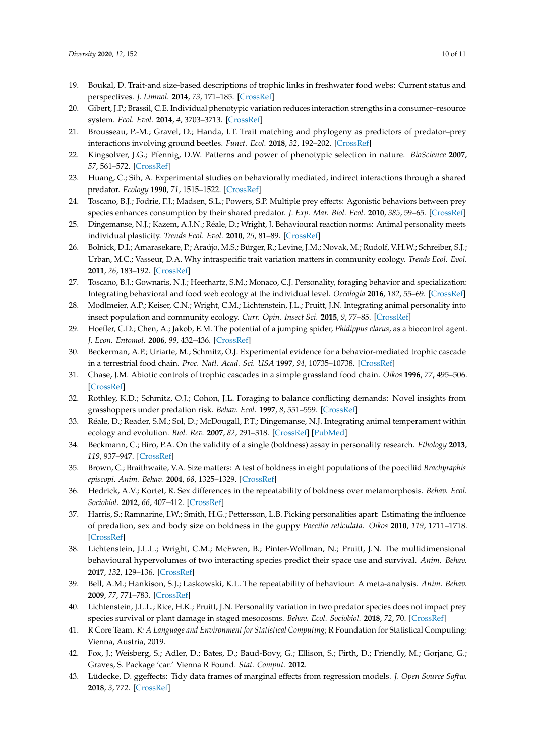19. Boukal, D. Trait-and size-based descriptions of trophic links in freshwater food webs: Current status and perspectives. *J. Limnol.* **2014**, *73*, 171–185. [CrossRef]
20. Gibert, J.P.; Brassil, C.E. Individual phenotypic variation reduces interaction strengths in a consumer–resource system. *Ecol. Evol.* **2014**, *4*, 3703–3713. [CrossRef]
21. Brousseau, P.-M.; Gravel, D.; Handa, I.T. Trait matching and phylogeny as predictors of predator–prey interactions involving ground beetles. *Funct. Ecol.* **2018**, *32*, 192–202. [CrossRef]
22. Kingsolver, J.G.; Pfennig, D.W. Patterns and power of phenotypic selection in nature. *BioScience* **2007**, *57*, 561–572. [CrossRef]
23. Huang, C.; Sih, A. Experimental studies on behaviorally mediated, indirect interactions through a shared predator. *Ecology* **1990**, *71*, 1515–1522. [CrossRef]
24. Toscano, B.J.; Fodrie, F.J.; Madsen, S.L.; Powers, S.P. Multiple prey effects: Agonistic behaviors between prey species enhances consumption by their shared predator. *J. Exp. Mar. Biol. Ecol.* **2010**, *385*, 59–65. [CrossRef]
25. Dingemanse, N.J.; Kazem, A.J.N.; Réale, D.; Wright, J. Behavioural reaction norms: Animal personality meets individual plasticity. *Trends Ecol. Evol.* **2010**, *25*, 81–89. [CrossRef]
26. Bolnick, D.I.; Amarasekare, P.; Araújo, M.S.; Bürger, R.; Levine, J.M.; Novak, M.; Rudolf, V.H.W.; Schreiber, S.J.; Urban, M.C.; Vasseur, D.A. Why intraspecific trait variation matters in community ecology. *Trends Ecol. Evol.* **2011**, *26*, 183–192. [CrossRef]
27. Toscano, B.J.; Gownaris, N.J.; Heerhartz, S.M.; Monaco, C.J. Personality, foraging behavior and specialization: Integrating behavioral and food web ecology at the individual level. *Oecologia* **2016**, *182*, 55–69. [CrossRef]
28. Modlmeier, A.P.; Keiser, C.N.; Wright, C.M.; Lichtenstein, J.L.; Pruitt, J.N. Integrating animal personality into insect population and community ecology. *Curr. Opin. Insect Sci.* **2015**, *9*, 77–85. [CrossRef]
29. Hoefler, C.D.; Chen, A.; Jakob, E.M. The potential of a jumping spider, *Phidippus clarus*, as a biocontrol agent. *J. Econ. Entomol.* **2006**, *99*, 432–436. [CrossRef]
30. Beckerman, A.P.; Uriarte, M.; Schmitz, O.J. Experimental evidence for a behavior-mediated trophic cascade in a terrestrial food chain. *Proc. Natl. Acad. Sci. USA* **1997**, *94*, 10735–10738. [CrossRef]
31. Chase, J.M. Abiotic controls of trophic cascades in a simple grassland food chain. *Oikos* **1996**, *77*, 495–506. [CrossRef]
32. Rothley, K.D.; Schmitz, O.J.; Cohon, J.L. Foraging to balance conflicting demands: Novel insights from grasshoppers under predation risk. *Behav. Ecol.* **1997**, *8*, 551–559. [CrossRef]
33. Réale, D.; Reader, S.M.; Sol, D.; McDougall, P.T.; Dingemanse, N.J. Integrating animal temperament within ecology and evolution. *Biol. Rev.* **2007**, *82*, 291–318. [CrossRef] [PubMed]
34. Beckmann, C.; Biro, P.A. On the validity of a single (boldness) assay in personality research. *Ethology* **2013**, *119*, 937–947. [CrossRef]
35. Brown, C.; Braithwaite, V.A. Size matters: A test of boldness in eight populations of the poeciliid *Brachyraphis episcopi*. *Anim. Behav.* **2004**, *68*, 1325–1329. [CrossRef]
36. Hedrick, A.V.; Kortet, R. Sex differences in the repeatability of boldness over metamorphosis. *Behav. Ecol. Sociobiol.* **2012**, *66*, 407–412. [CrossRef]
37. Harris, S.; Ramnarine, I.W.; Smith, H.G.; Pettersson, L.B. Picking personalities apart: Estimating the influence of predation, sex and body size on boldness in the guppy *Poecilia reticulata*. *Oikos* **2010**, *119*, 1711–1718. [CrossRef]
38. Lichtenstein, J.L.L.; Wright, C.M.; McEwen, B.; Pinter-Wollman, N.; Pruitt, J.N. The multidimensional behavioural hypervolumes of two interacting species predict their space use and survival. *Anim. Behav.* **2017**, *132*, 129–136. [CrossRef]
39. Bell, A.M.; Hankison, S.J.; Laskowski, K.L. The repeatability of behaviour: A meta-analysis. *Anim. Behav.* **2009**, *77*, 771–783. [CrossRef]
40. Lichtenstein, J.L.L.; Rice, H.K.; Pruitt, J.N. Personality variation in two predator species does not impact prey species survival or plant damage in staged mesocosms. *Behav. Ecol. Sociobiol.* **2018**, *72*, 70. [CrossRef]
41. R Core Team. *R: A Language and Environment for Statistical Computing*; R Foundation for Statistical Computing: Vienna, Austria, 2019.
42. Fox, J.; Weisberg, S.; Adler, D.; Bates, D.; Baud-Bovy, G.; Ellison, S.; Firth, D.; Friendly, M.; Gorjanc, G.; Graves, S. Package 'car.' Vienna R Found. *Stat. Comput.* **2012**.
43. Lüdecke, D. ggeffects: Tidy data frames of marginal effects from regression models. *J. Open Source Softw.* **2018**, *3*, 772. [CrossRef]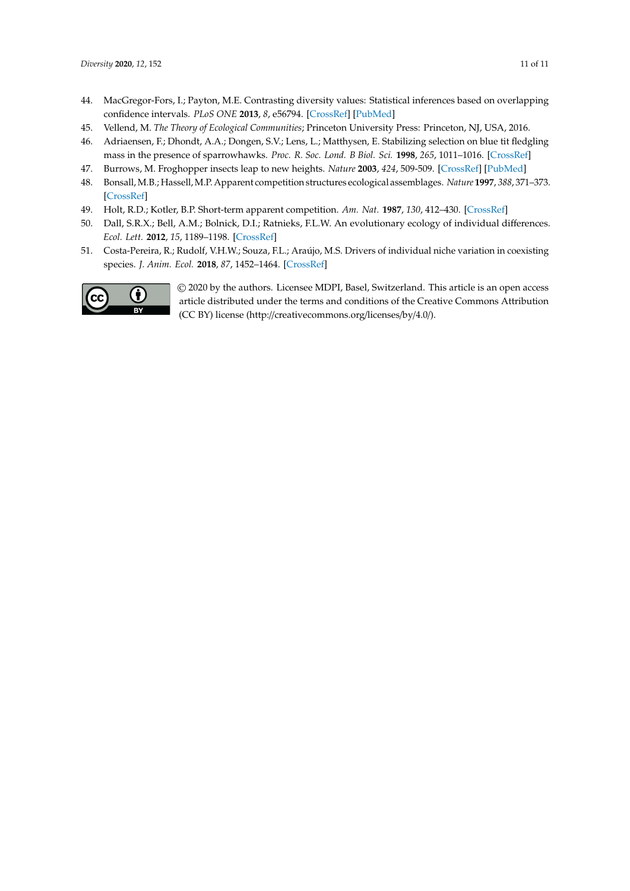44. MacGregor-Fors, I.; Payton, M.E. Contrasting diversity values: Statistical inferences based on overlapping confidence intervals. *PLoS ONE* **2013**, *8*, e56794. [CrossRef] [PubMed]
45. Vellend, M. *The Theory of Ecological Communities*; Princeton University Press: Princeton, NJ, USA, 2016.
46. Adriaensen, F.; Dhondt, A.A.; Dongen, S.V.; Lens, L.; Matthysen, E. Stabilizing selection on blue tit fledgling mass in the presence of sparrowhawks. *Proc. R. Soc. Lond. B Biol. Sci.* **1998**, *265*, 1011–1016. [CrossRef]
47. Burrows, M. Froghopper insects leap to new heights. *Nature* **2003**, *424*, 509-509. [CrossRef] [PubMed]
48. Bonsall, M.B.; Hassell, M.P. Apparent competition structures ecological assemblages. *Nature* **1997**, *388*, 371–373. [CrossRef]
49. Holt, R.D.; Kotler, B.P. Short-term apparent competition. *Am. Nat.* **1987**, *130*, 412–430. [CrossRef]
50. Dall, S.R.X.; Bell, A.M.; Bolnick, D.I.; Ratnieks, F.L.W. An evolutionary ecology of individual differences. *Ecol. Lett.* **2012**, *15*, 1189–1198. [CrossRef]
51. Costa-Pereira, R.; Rudolf, V.H.W.; Souza, F.L.; Araújo, M.S. Drivers of individual niche variation in coexisting species. *J. Anim. Ecol.* **2018**, *87*, 1452–1464. [CrossRef]

© 2020 by the authors. Licensee MDPI, Basel, Switzerland. This article is an open access article distributed under the terms and conditions of the Creative Commons Attribution (CC BY) license (http://creativecommons.org/licenses/by/4.0/).